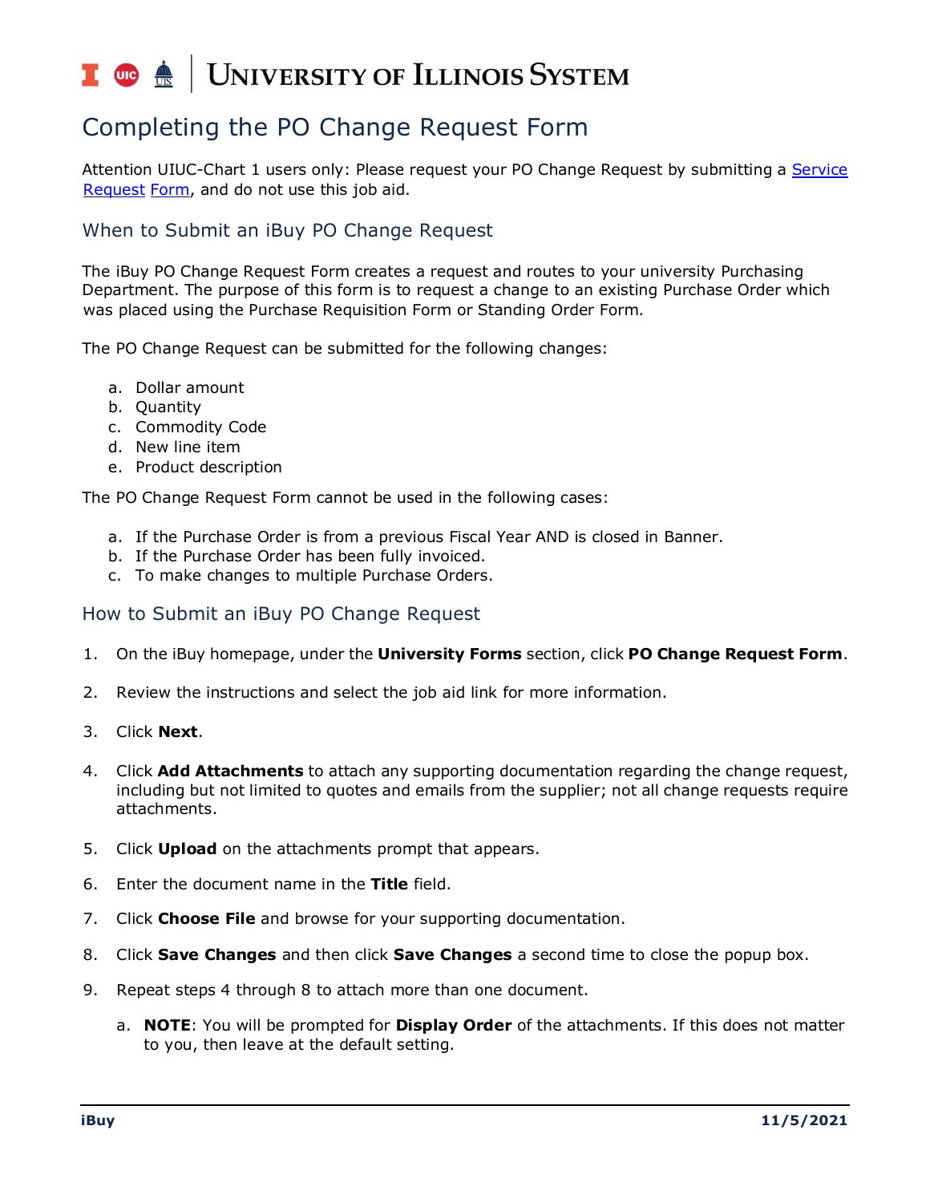# Completing the PO Change Request Form

Attention UIUC-Chart 1 users only: Please request your PO Change Request by submitting a Service Request Form, and do not use this job aid.

## When to Submit an iBuy PO Change Request

The iBuy PO Change Request Form creates a request and routes to your university Purchasing Department. The purpose of this form is to request a change to an existing Purchase Order which was placed using the Purchase Requisition Form or Standing Order Form.

The PO Change Request can be submitted for the following changes:

a. Dollar amount
b. Quantity
c. Commodity Code
d. New line item
e. Product description

The PO Change Request Form cannot be used in the following cases:

a. If the Purchase Order is from a previous Fiscal Year AND is closed in Banner.
b. If the Purchase Order has been fully invoiced.
c. To make changes to multiple Purchase Orders.

## How to Submit an iBuy PO Change Request

1. On the iBuy homepage, under the **University Forms** section, click **PO Change Request Form**.
2. Review the instructions and select the job aid link for more information.
3. Click **Next**.
4. Click **Add Attachments** to attach any supporting documentation regarding the change request, including but not limited to quotes and emails from the supplier; not all change requests require attachments.
5. Click **Upload** on the attachments prompt that appears.
6. Enter the document name in the **Title** field.
7. Click **Choose File** and browse for your supporting documentation.
8. Click **Save Changes** and then click **Save Changes** a second time to close the popup box.
9. Repeat steps 4 through 8 to attach more than one document.
   a. **NOTE**: You will be prompted for **Display Order** of the attachments. If this does not matter to you, then leave at the default setting.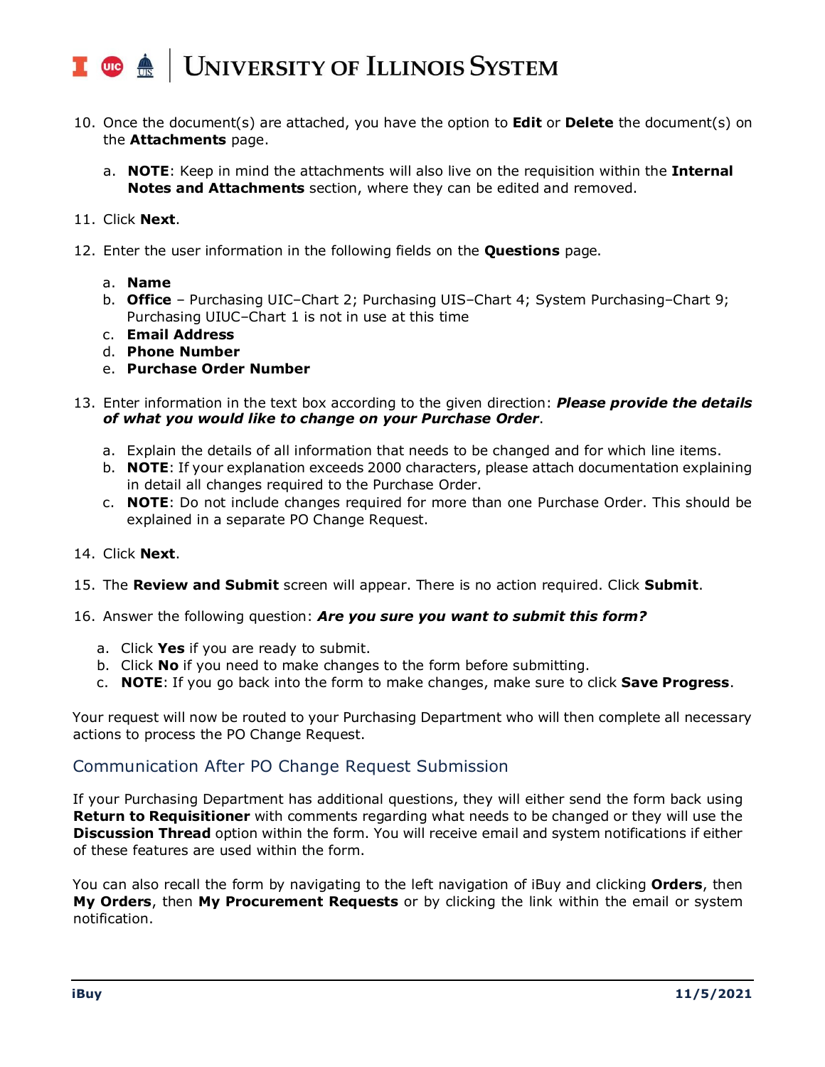10. Once the document(s) are attached, you have the option to **Edit** or **Delete** the document(s) on the **Attachments** page.
    a. **NOTE**: Keep in mind the attachments will also live on the requisition within the **Internal Notes and Attachments** section, where they can be edited and removed.
11. Click **Next**.
12. Enter the user information in the following fields on the **Questions** page.
    a. **Name**
    b. **Office** – Purchasing UIC–Chart 2; Purchasing UIS–Chart 4; System Purchasing–Chart 9; Purchasing UIUC–Chart 1 is not in use at this time
    c. **Email Address**
    d. **Phone Number**
    e. **Purchase Order Number**
13. Enter information in the text box according to the given direction: ***Please provide the details of what you would like to change on your Purchase Order***.
    a. Explain the details of all information that needs to be changed and for which line items.
    b. **NOTE**: If your explanation exceeds 2000 characters, please attach documentation explaining in detail all changes required to the Purchase Order.
    c. **NOTE**: Do not include changes required for more than one Purchase Order. This should be explained in a separate PO Change Request.
14. Click **Next**.
15. The **Review and Submit** screen will appear. There is no action required. Click **Submit**.
16. Answer the following question: ***Are you sure you want to submit this form?***
    a. Click **Yes** if you are ready to submit.
    b. Click **No** if you need to make changes to the form before submitting.
    c. **NOTE**: If you go back into the form to make changes, make sure to click **Save Progress**.

Your request will now be routed to your Purchasing Department who will then complete all necessary actions to process the PO Change Request.

## Communication After PO Change Request Submission

If your Purchasing Department has additional questions, they will either send the form back using **Return to Requisitioner** with comments regarding what needs to be changed or they will use the **Discussion Thread** option within the form. You will receive email and system notifications if either of these features are used within the form.

You can also recall the form by navigating to the left navigation of iBuy and clicking **Orders**, then **My Orders**, then **My Procurement Requests** or by clicking the link within the email or system notification.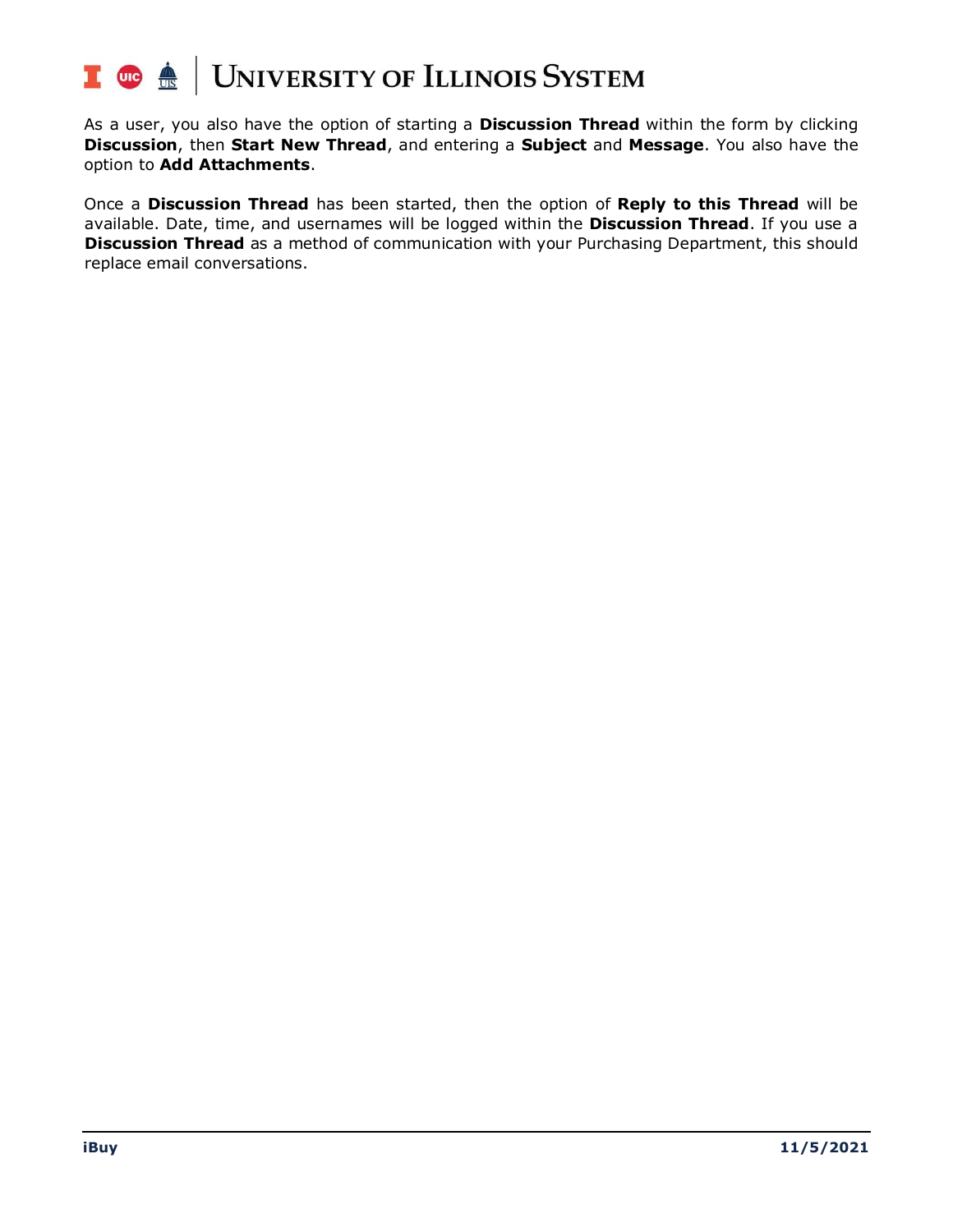As a user, you also have the option of starting a **Discussion Thread** within the form by clicking **Discussion**, then **Start New Thread**, and entering a **Subject** and **Message**. You also have the option to **Add Attachments**.

Once a **Discussion Thread** has been started, then the option of **Reply to this Thread** will be available. Date, time, and usernames will be logged within the **Discussion Thread**. If you use a **Discussion Thread** as a method of communication with your Purchasing Department, this should replace email conversations.